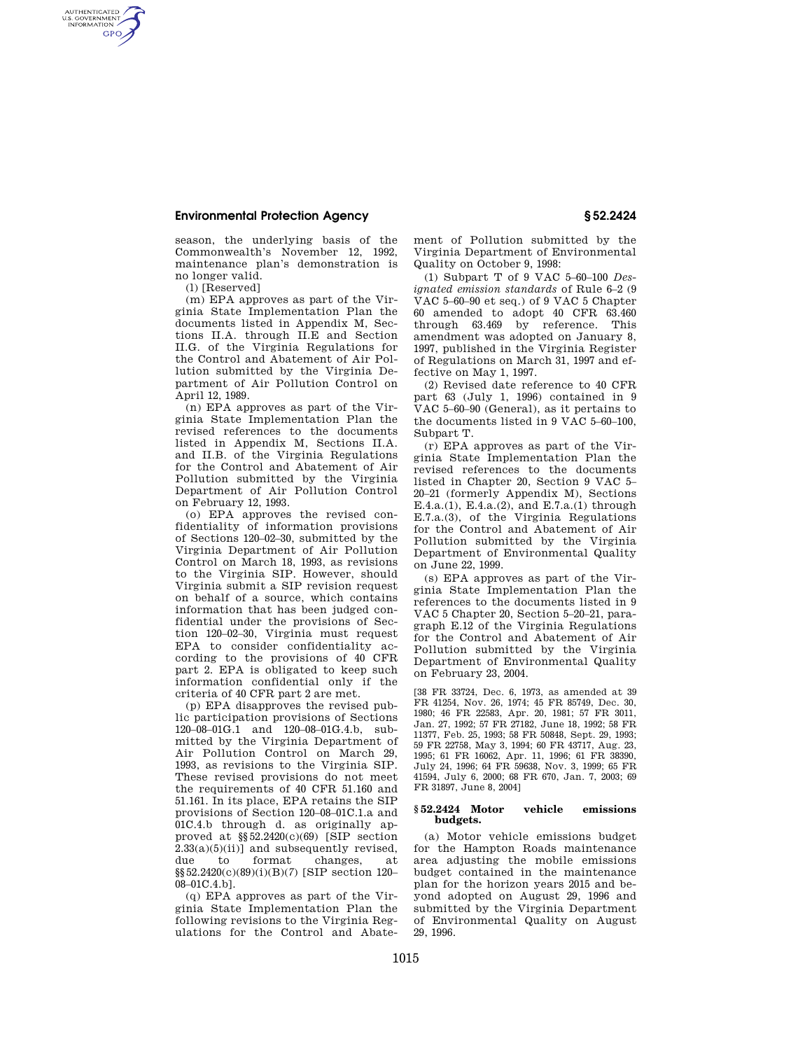season, the underlying basis of the Commonwealth's November 12, 1992, maintenance plan's demonstration is no longer valid.

(l) [Reserved]

(m) EPA approves as part of the Virginia State Implementation Plan the documents listed in Appendix M, Sections II.A. through II.E and Section II.G. of the Virginia Regulations for the Control and Abatement of Air Pollution submitted by the Virginia Department of Air Pollution Control on April 12, 1989.

(n) EPA approves as part of the Virginia State Implementation Plan the revised references to the documents listed in Appendix M, Sections II.A. and II.B. of the Virginia Regulations for the Control and Abatement of Air Pollution submitted by the Virginia Department of Air Pollution Control on February 12, 1993.

(o) EPA approves the revised confidentiality of information provisions of Sections 120–02–30, submitted by the Virginia Department of Air Pollution Control on March 18, 1993, as revisions to the Virginia SIP. However, should Virginia submit a SIP revision request on behalf of a source, which contains information that has been judged confidential under the provisions of Section 120–02–30, Virginia must request EPA to consider confidentiality according to the provisions of 40 CFR part 2. EPA is obligated to keep such information confidential only if the criteria of 40 CFR part 2 are met.

(p) EPA disapproves the revised public participation provisions of Sections 120–08–01G.1 and 120–08–01G.4.b, submitted by the Virginia Department of Air Pollution Control on March 29, 1993, as revisions to the Virginia SIP. These revised provisions do not meet the requirements of 40 CFR 51.160 and 51.161. In its place, EPA retains the SIP provisions of Section 120–08–01C.1.a and 01C.4.b through d. as originally approved at §§ 52.2420(c)(69) [SIP section 2.33(a)(5)(ii)] and subsequently revised, due to format changes, at §§ 52.2420(c)(89)(i)(B)(7) [SIP section 120–08–01C.4.b].

(q) EPA approves as part of the Virginia State Implementation Plan the following revisions to the Virginia Regulations for the Control and Abatement of Pollution submitted by the Virginia Department of Environmental Quality on October 9, 1998:

(1) Subpart T of 9 VAC 5–60–100 *Designated emission standards* of Rule 6–2 (9 VAC 5–60–90 et seq.) of 9 VAC 5 Chapter 60 amended to adopt 40 CFR 63.460 through 63.469 by reference. This amendment was adopted on January 8, 1997, published in the Virginia Register of Regulations on March 31, 1997 and effective on May 1, 1997.

(2) Revised date reference to 40 CFR part 63 (July 1, 1996) contained in 9 VAC 5–60–90 (General), as it pertains to the documents listed in 9 VAC 5–60–100, Subpart T.

(r) EPA approves as part of the Virginia State Implementation Plan the revised references to the documents listed in Chapter 20, Section 9 VAC 5–20–21 (formerly Appendix M), Sections E.4.a.(1), E.4.a.(2), and E.7.a.(1) through E.7.a.(3), of the Virginia Regulations for the Control and Abatement of Air Pollution submitted by the Virginia Department of Environmental Quality on June 22, 1999.

(s) EPA approves as part of the Virginia State Implementation Plan the references to the documents listed in 9 VAC 5 Chapter 20, Section 5–20–21, paragraph E.12 of the Virginia Regulations for the Control and Abatement of Air Pollution submitted by the Virginia Department of Environmental Quality on February 23, 2004.

[38 FR 33724, Dec. 6, 1973, as amended at 39 FR 41254, Nov. 26, 1974; 45 FR 85749, Dec. 30, 1980; 46 FR 22583, Apr. 20, 1981; 57 FR 3011, Jan. 27, 1992; 57 FR 27182, June 18, 1992; 58 FR 11377, Feb. 25, 1993; 58 FR 50848, Sept. 29, 1993; 59 FR 22758, May 3, 1994; 60 FR 43717, Aug. 23, 1995; 61 FR 16062, Apr. 11, 1996; 61 FR 38390, July 24, 1996; 64 FR 59638, Nov. 3, 1999; 65 FR 41594, July 6, 2000; 68 FR 670, Jan. 7, 2003; 69 FR 31897, June 8, 2004]

## § 52.2424 Motor vehicle emissions budgets.

(a) Motor vehicle emissions budget for the Hampton Roads maintenance area adjusting the mobile emissions budget contained in the maintenance plan for the horizon years 2015 and beyond adopted on August 29, 1996 and submitted by the Virginia Department of Environmental Quality on August 29, 1996.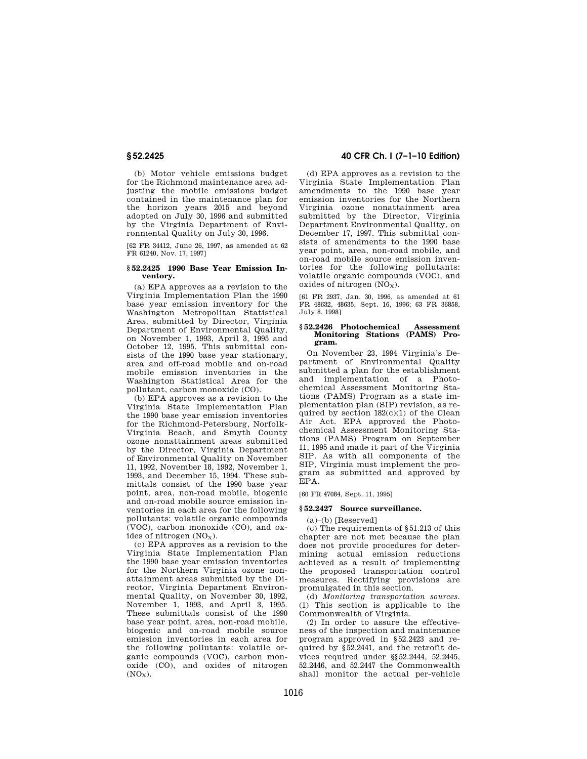(b) Motor vehicle emissions budget for the Richmond maintenance area adjusting the mobile emissions budget contained in the maintenance plan for the horizon years 2015 and beyond adopted on July 30, 1996 and submitted by the Virginia Department of Environmental Quality on July 30, 1996.

[62 FR 34412, June 26, 1997, as amended at 62 FR 61240, Nov. 17, 1997]

## § 52.2425 1990 Base Year Emission Inventory.

(a) EPA approves as a revision to the Virginia Implementation Plan the 1990 base year emission inventory for the Washington Metropolitan Statistical Area, submitted by Director, Virginia Department of Environmental Quality, on November 1, 1993, April 3, 1995 and October 12, 1995. This submittal consists of the 1990 base year stationary, area and off-road mobile and on-road mobile emission inventories in the Washington Statistical Area for the pollutant, carbon monoxide (CO).

(b) EPA approves as a revision to the Virginia State Implementation Plan the 1990 base year emission inventories for the Richmond-Petersburg, Norfolk-Virginia Beach, and Smyth County ozone nonattainment areas submitted by the Director, Virginia Department of Environmental Quality on November 11, 1992, November 18, 1992, November 1, 1993, and December 15, 1994. These submittals consist of the 1990 base year point, area, non-road mobile, biogenic and on-road mobile source emission inventories in each area for the following pollutants: volatile organic compounds (VOC), carbon monoxide (CO), and oxides of nitrogen ($NO_X$).

(c) EPA approves as a revision to the Virginia State Implementation Plan the 1990 base year emission inventories for the Northern Virginia ozone nonattainment areas submitted by the Director, Virginia Department Environmental Quality, on November 30, 1992, November 1, 1993, and April 3, 1995. These submittals consist of the 1990 base year point, area, non-road mobile, biogenic and on-road mobile source emission inventories in each area for the following pollutants: volatile organic compounds (VOC), carbon monoxide (CO), and oxides of nitrogen ($NO_X$).

(d) EPA approves as a revision to the Virginia State Implementation Plan amendments to the 1990 base year emission inventories for the Northern Virginia ozone nonattainment area submitted by the Director, Virginia Department Environmental Quality, on December 17, 1997. This submittal consists of amendments to the 1990 base year point, area, non-road mobile, and on-road mobile source emission inventories for the following pollutants: volatile organic compounds (VOC), and oxides of nitrogen ($NO_X$).

[61 FR 2937, Jan. 30, 1996, as amended at 61 FR 48632, 48635, Sept. 16, 1996; 63 FR 36858, July 8, 1998]

## § 52.2426 Photochemical Assessment Monitoring Stations (PAMS) Program.

On November 23, 1994 Virginia's Department of Environmental Quality submitted a plan for the establishment and implementation of a Photochemical Assessment Monitoring Stations (PAMS) Program as a state implementation plan (SIP) revision, as required by section 182(c)(1) of the Clean Air Act. EPA approved the Photochemical Assessment Monitoring Stations (PAMS) Program on September 11, 1995 and made it part of the Virginia SIP. As with all components of the SIP, Virginia must implement the program as submitted and approved by EPA.

[60 FR 47084, Sept. 11, 1995]

## § 52.2427 Source surveillance.

(a)–(b) [Reserved]

(c) The requirements of § 51.213 of this chapter are not met because the plan does not provide procedures for determining actual emission reductions achieved as a result of implementing the proposed transportation control measures. Rectifying provisions are promulgated in this section.

(d) *Monitoring transportation sources*. (1) This section is applicable to the Commonwealth of Virginia.

(2) In order to assure the effectiveness of the inspection and maintenance program approved in § 52.2423 and required by § 52.2441, and the retrofit devices required under §§ 52.2444, 52.2445, 52.2446, and 52.2447 the Commonwealth shall monitor the actual per-vehicle